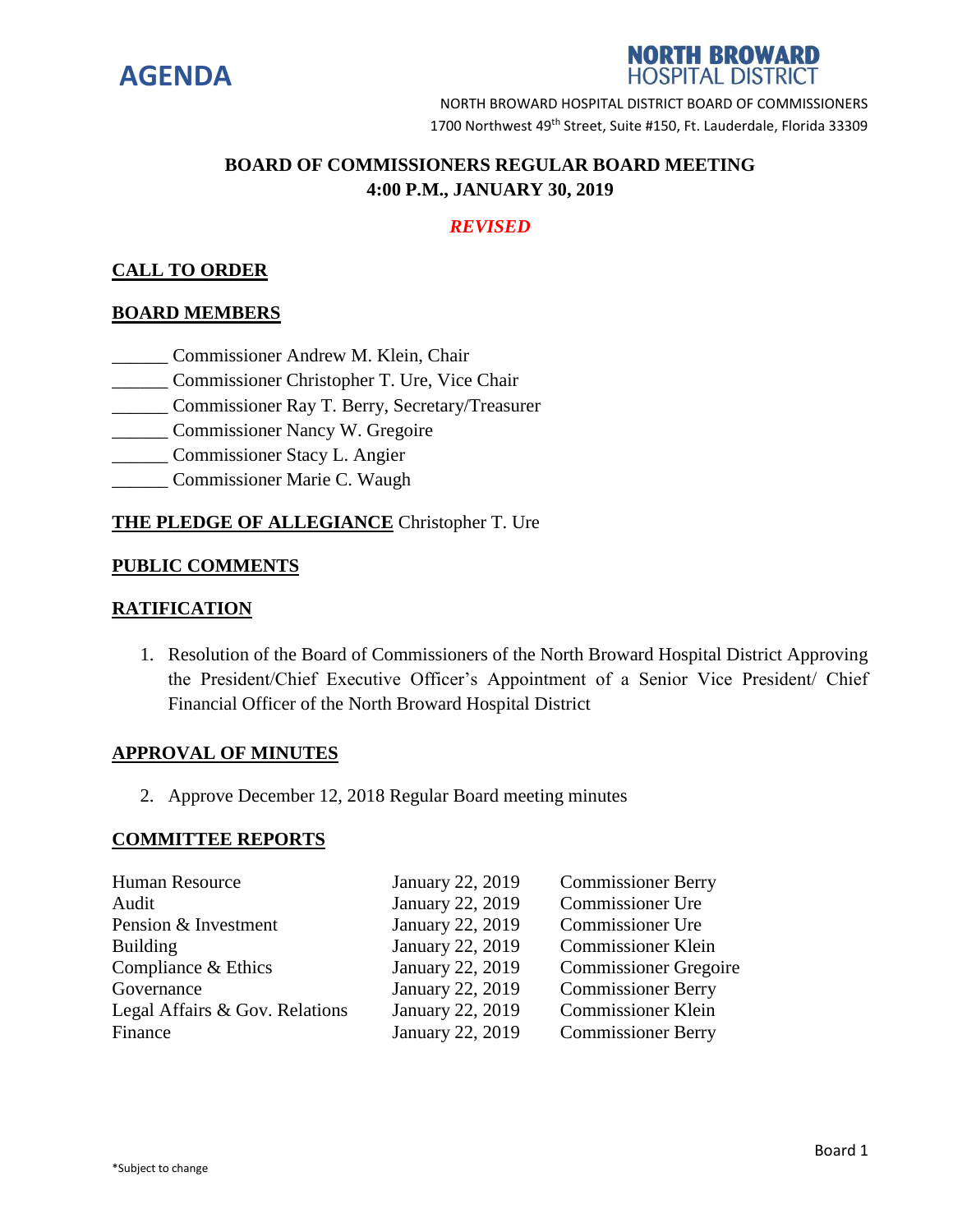# AGENDA

**NORTH BROWARD HOSPITAL DISTRICT**

NORTH BROWARD HOSPITAL DISTRICT BOARD OF COMMISSIONERS
1700 Northwest 49th Street, Suite #150, Ft. Lauderdale, Florida 33309

## BOARD OF COMMISSIONERS REGULAR BOARD MEETING
## 4:00 P.M., JANUARY 30, 2019

***REVISED***

### CALL TO ORDER

### BOARD MEMBERS

______ Commissioner Andrew M. Klein, Chair
______ Commissioner Christopher T. Ure, Vice Chair
______ Commissioner Ray T. Berry, Secretary/Treasurer
______ Commissioner Nancy W. Gregoire
______ Commissioner Stacy L. Angier
______ Commissioner Marie C. Waugh

**THE PLEDGE OF ALLEGIANCE** Christopher T. Ure

### PUBLIC COMMENTS

### RATIFICATION

1. Resolution of the Board of Commissioners of the North Broward Hospital District Approving the President/Chief Executive Officer's Appointment of a Senior Vice President/ Chief Financial Officer of the North Broward Hospital District

### APPROVAL OF MINUTES

2. Approve December 12, 2018 Regular Board meeting minutes

### COMMITTEE REPORTS

| | | |
|---|---|---|
| Human Resource | January 22, 2019 | Commissioner Berry |
| Audit | January 22, 2019 | Commissioner Ure |
| Pension & Investment | January 22, 2019 | Commissioner Ure |
| Building | January 22, 2019 | Commissioner Klein |
| Compliance & Ethics | January 22, 2019 | Commissioner Gregoire |
| Governance | January 22, 2019 | Commissioner Berry |
| Legal Affairs & Gov. Relations | January 22, 2019 | Commissioner Klein |
| Finance | January 22, 2019 | Commissioner Berry |

*Subject to change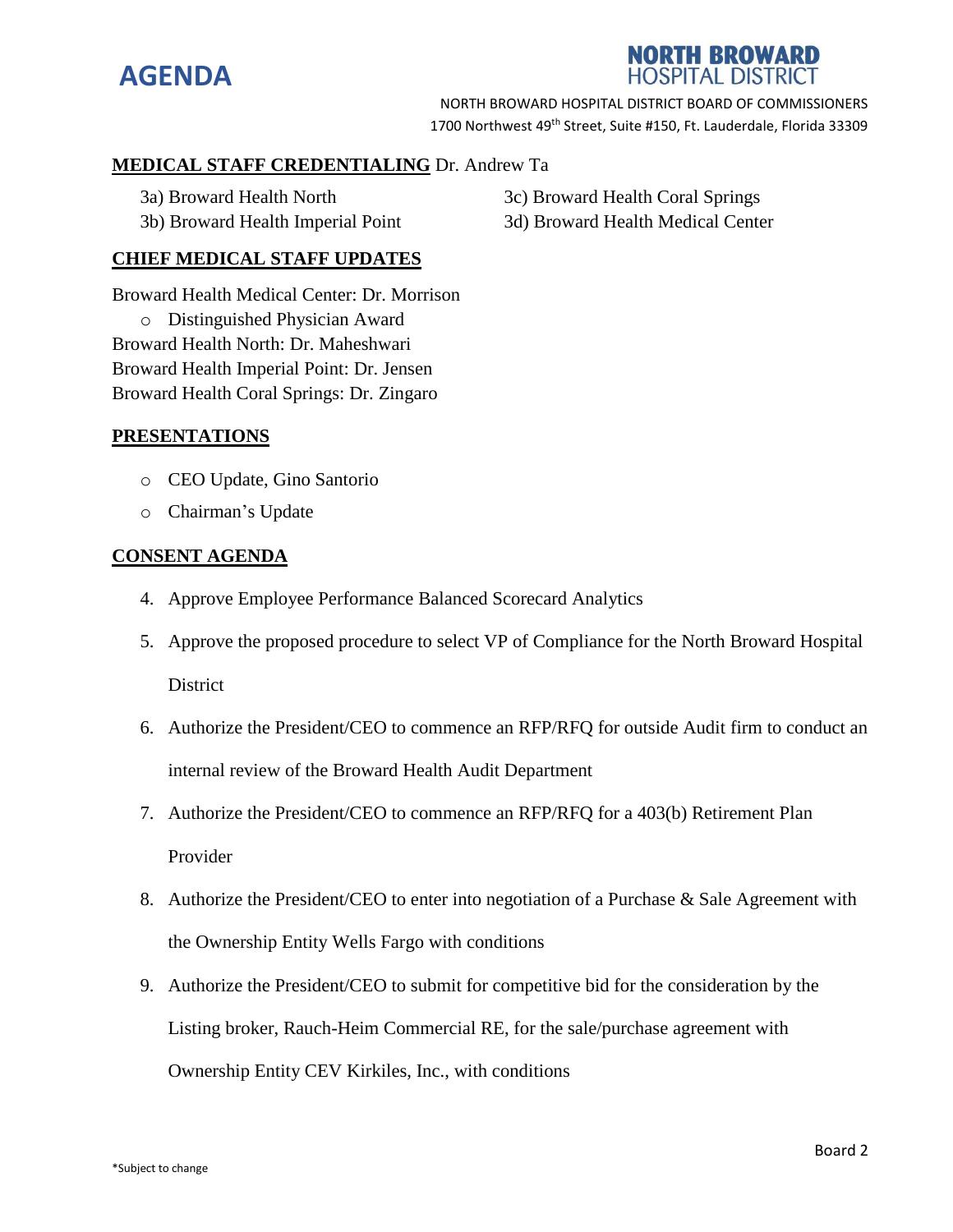# AGENDA

**NORTH BROWARD HOSPITAL DISTRICT**

NORTH BROWARD HOSPITAL DISTRICT BOARD OF COMMISSIONERS
1700 Northwest 49th Street, Suite #150, Ft. Lauderdale, Florida 33309

**MEDICAL STAFF CREDENTIALING** Dr. Andrew Ta

3a) Broward Health North
3b) Broward Health Imperial Point
3c) Broward Health Coral Springs
3d) Broward Health Medical Center

**CHIEF MEDICAL STAFF UPDATES**

Broward Health Medical Center: Dr. Morrison
- Distinguished Physician Award

Broward Health North: Dr. Maheshwari
Broward Health Imperial Point: Dr. Jensen
Broward Health Coral Springs: Dr. Zingaro

**PRESENTATIONS**

- CEO Update, Gino Santorio
- Chairman's Update

**CONSENT AGENDA**

4. Approve Employee Performance Balanced Scorecard Analytics
5. Approve the proposed procedure to select VP of Compliance for the North Broward Hospital District
6. Authorize the President/CEO to commence an RFP/RFQ for outside Audit firm to conduct an internal review of the Broward Health Audit Department
7. Authorize the President/CEO to commence an RFP/RFQ for a 403(b) Retirement Plan Provider
8. Authorize the President/CEO to enter into negotiation of a Purchase & Sale Agreement with the Ownership Entity Wells Fargo with conditions
9. Authorize the President/CEO to submit for competitive bid for the consideration by the Listing broker, Rauch-Heim Commercial RE, for the sale/purchase agreement with Ownership Entity CEV Kirkiles, Inc., with conditions

*Subject to change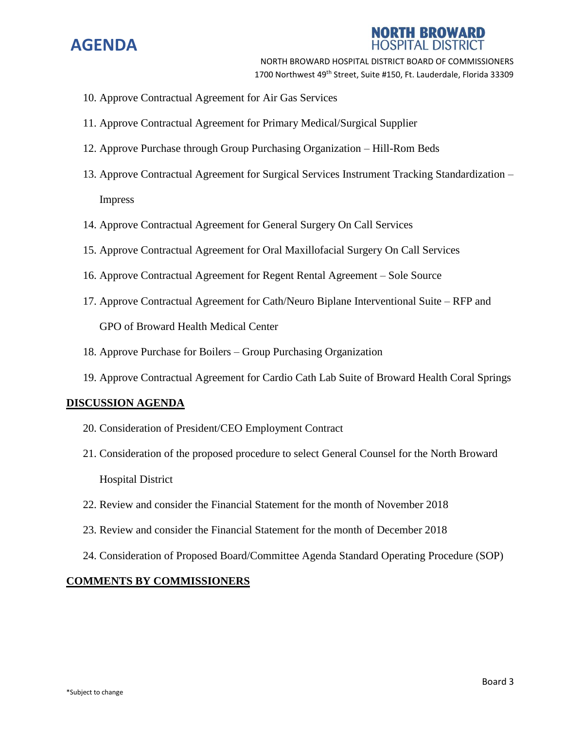10. Approve Contractual Agreement for Air Gas Services
11. Approve Contractual Agreement for Primary Medical/Surgical Supplier
12. Approve Purchase through Group Purchasing Organization – Hill-Rom Beds
13. Approve Contractual Agreement for Surgical Services Instrument Tracking Standardization – Impress
14. Approve Contractual Agreement for General Surgery On Call Services
15. Approve Contractual Agreement for Oral Maxillofacial Surgery On Call Services
16. Approve Contractual Agreement for Regent Rental Agreement – Sole Source
17. Approve Contractual Agreement for Cath/Neuro Biplane Interventional Suite – RFP and GPO of Broward Health Medical Center
18. Approve Purchase for Boilers – Group Purchasing Organization
19. Approve Contractual Agreement for Cardio Cath Lab Suite of Broward Health Coral Springs

## DISCUSSION AGENDA

20. Consideration of President/CEO Employment Contract
21. Consideration of the proposed procedure to select General Counsel for the North Broward Hospital District
22. Review and consider the Financial Statement for the month of November 2018
23. Review and consider the Financial Statement for the month of December 2018
24. Consideration of Proposed Board/Committee Agenda Standard Operating Procedure (SOP)

## COMMENTS BY COMMISSIONERS

*Subject to change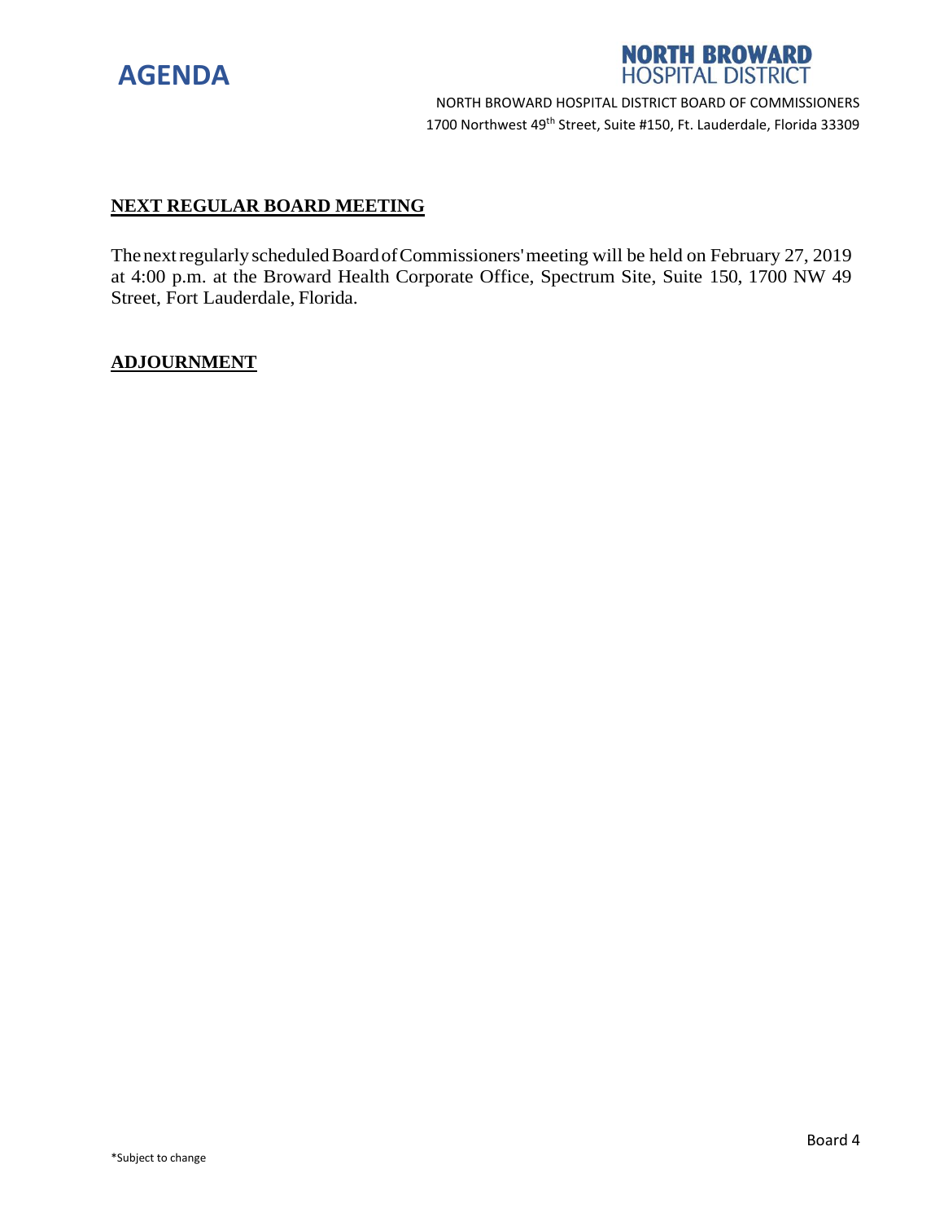# AGENDA

**NORTH BROWARD HOSPITAL DISTRICT**

NORTH BROWARD HOSPITAL DISTRICT BOARD OF COMMISSIONERS
1700 Northwest 49th Street, Suite #150, Ft. Lauderdale, Florida 33309

## NEXT REGULAR BOARD MEETING

The next regularly scheduled Board of Commissioners' meeting will be held on February 27, 2019 at 4:00 p.m. at the Broward Health Corporate Office, Spectrum Site, Suite 150, 1700 NW 49 Street, Fort Lauderdale, Florida.

## ADJOURNMENT

\*Subject to change